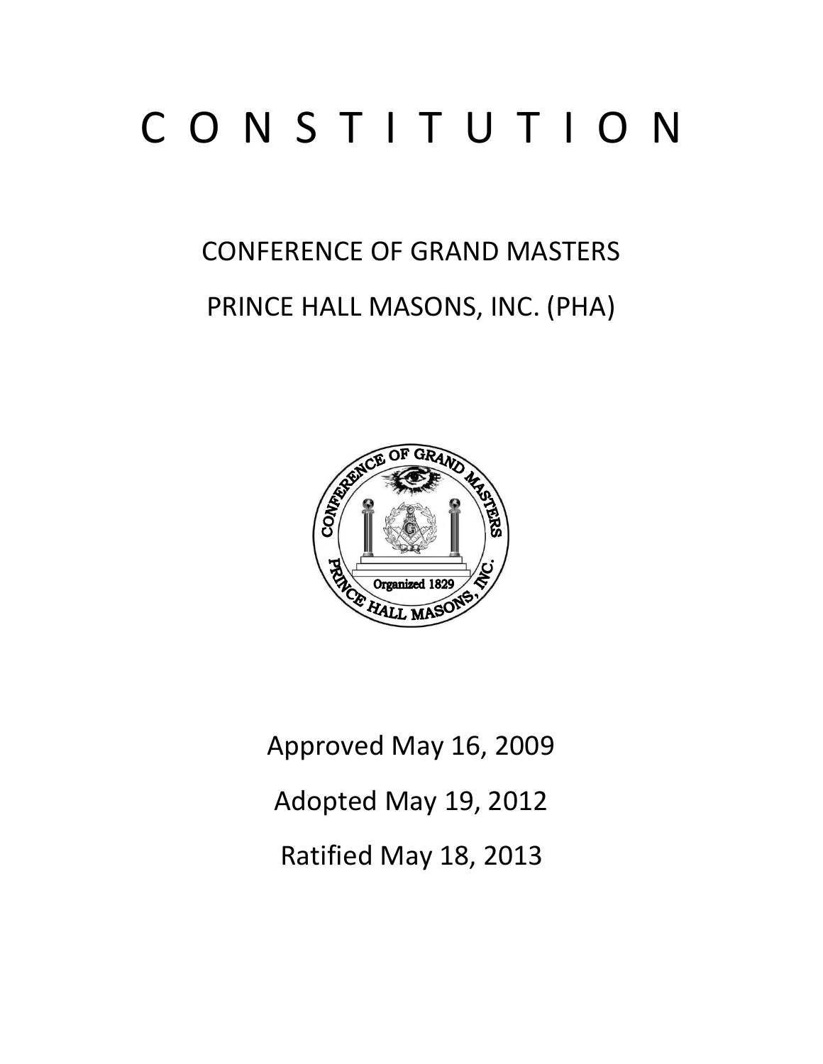# C O N S T I T U T I O N

## CONFERENCE OF GRAND MASTERS

## PRINCE HALL MASONS, INC. (PHA)

Approved May 16, 2009

Adopted May 19, 2012

Ratified May 18, 2013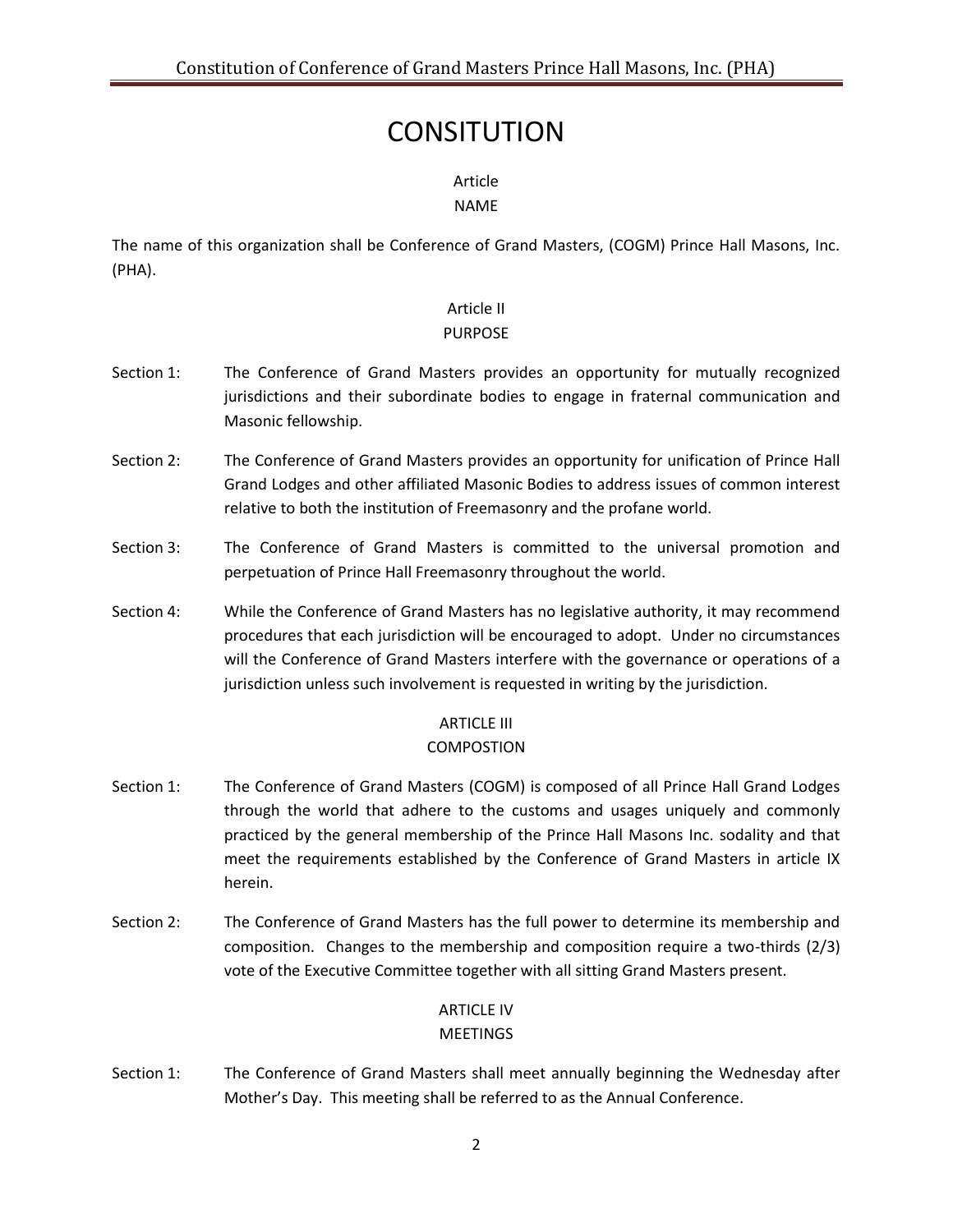# CONSITUTION

## Article
## NAME

The name of this organization shall be Conference of Grand Masters, (COGM) Prince Hall Masons, Inc. (PHA).

## Article II
## PURPOSE

Section 1: The Conference of Grand Masters provides an opportunity for mutually recognized jurisdictions and their subordinate bodies to engage in fraternal communication and Masonic fellowship.

Section 2: The Conference of Grand Masters provides an opportunity for unification of Prince Hall Grand Lodges and other affiliated Masonic Bodies to address issues of common interest relative to both the institution of Freemasonry and the profane world.

Section 3: The Conference of Grand Masters is committed to the universal promotion and perpetuation of Prince Hall Freemasonry throughout the world.

Section 4: While the Conference of Grand Masters has no legislative authority, it may recommend procedures that each jurisdiction will be encouraged to adopt. Under no circumstances will the Conference of Grand Masters interfere with the governance or operations of a jurisdiction unless such involvement is requested in writing by the jurisdiction.

## ARTICLE III
## COMPOSTION

Section 1: The Conference of Grand Masters (COGM) is composed of all Prince Hall Grand Lodges through the world that adhere to the customs and usages uniquely and commonly practiced by the general membership of the Prince Hall Masons Inc. sodality and that meet the requirements established by the Conference of Grand Masters in article IX herein.

Section 2: The Conference of Grand Masters has the full power to determine its membership and composition. Changes to the membership and composition require a two-thirds (2/3) vote of the Executive Committee together with all sitting Grand Masters present.

## ARTICLE IV
## MEETINGS

Section 1: The Conference of Grand Masters shall meet annually beginning the Wednesday after Mother's Day. This meeting shall be referred to as the Annual Conference.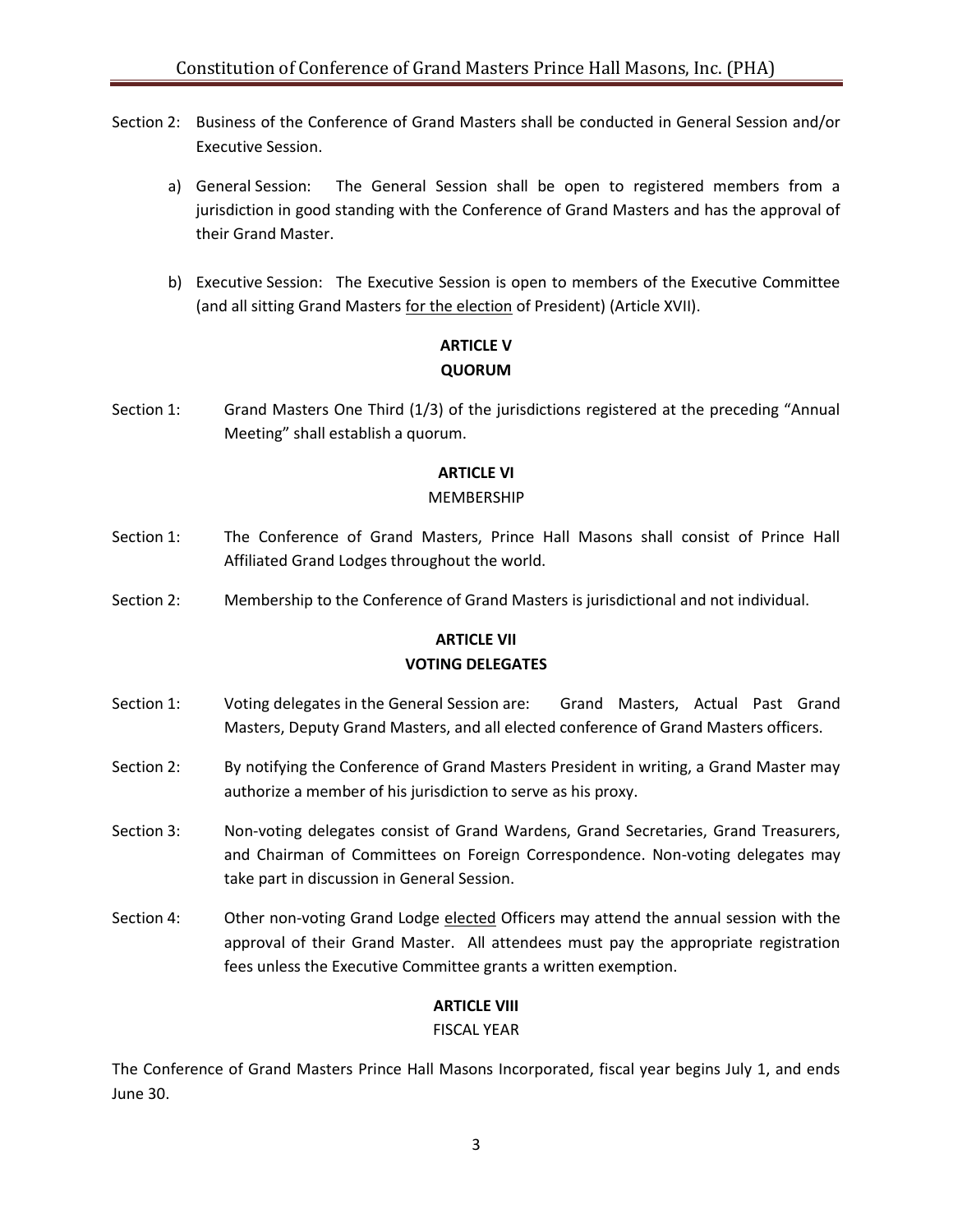Section 2: Business of the Conference of Grand Masters shall be conducted in General Session and/or Executive Session.

a) General Session: The General Session shall be open to registered members from a jurisdiction in good standing with the Conference of Grand Masters and has the approval of their Grand Master.

b) Executive Session: The Executive Session is open to members of the Executive Committee (and all sitting Grand Masters for the election of President) (Article XVII).

**ARTICLE V**
**QUORUM**

Section 1: Grand Masters One Third (1/3) of the jurisdictions registered at the preceding "Annual Meeting" shall establish a quorum.

**ARTICLE VI**
MEMBERSHIP

Section 1: The Conference of Grand Masters, Prince Hall Masons shall consist of Prince Hall Affiliated Grand Lodges throughout the world.

Section 2: Membership to the Conference of Grand Masters is jurisdictional and not individual.

**ARTICLE VII**
**VOTING DELEGATES**

Section 1: Voting delegates in the General Session are: Grand Masters, Actual Past Grand Masters, Deputy Grand Masters, and all elected conference of Grand Masters officers.

Section 2: By notifying the Conference of Grand Masters President in writing, a Grand Master may authorize a member of his jurisdiction to serve as his proxy.

Section 3: Non-voting delegates consist of Grand Wardens, Grand Secretaries, Grand Treasurers, and Chairman of Committees on Foreign Correspondence. Non-voting delegates may take part in discussion in General Session.

Section 4: Other non-voting Grand Lodge elected Officers may attend the annual session with the approval of their Grand Master. All attendees must pay the appropriate registration fees unless the Executive Committee grants a written exemption.

**ARTICLE VIII**
FISCAL YEAR

The Conference of Grand Masters Prince Hall Masons Incorporated, fiscal year begins July 1, and ends June 30.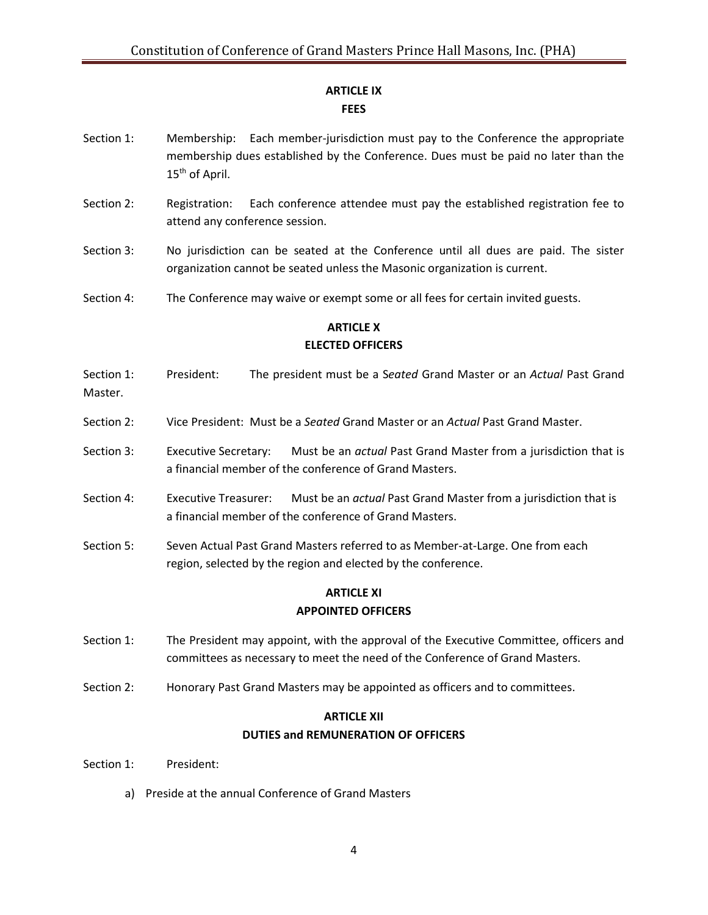## ARTICLE IX
## FEES

Section 1: Membership: Each member-jurisdiction must pay to the Conference the appropriate membership dues established by the Conference. Dues must be paid no later than the 15th of April.

Section 2: Registration: Each conference attendee must pay the established registration fee to attend any conference session.

Section 3: No jurisdiction can be seated at the Conference until all dues are paid. The sister organization cannot be seated unless the Masonic organization is current.

Section 4: The Conference may waive or exempt some or all fees for certain invited guests.

## ARTICLE X
## ELECTED OFFICERS

Section 1: President: The president must be a S*eated* Grand Master or an *Actual* Past Grand Master.

Section 2: Vice President: Must be a *Seated* Grand Master or an *Actual* Past Grand Master.

Section 3: Executive Secretary: Must be an *actual* Past Grand Master from a jurisdiction that is a financial member of the conference of Grand Masters.

Section 4: Executive Treasurer: Must be an *actual* Past Grand Master from a jurisdiction that is a financial member of the conference of Grand Masters.

Section 5: Seven Actual Past Grand Masters referred to as Member-at-Large. One from each region, selected by the region and elected by the conference.

## ARTICLE XI
## APPOINTED OFFICERS

Section 1: The President may appoint, with the approval of the Executive Committee, officers and committees as necessary to meet the need of the Conference of Grand Masters.

Section 2: Honorary Past Grand Masters may be appointed as officers and to committees.

## ARTICLE XII
## DUTIES and REMUNERATION OF OFFICERS

Section 1: President:

a) Preside at the annual Conference of Grand Masters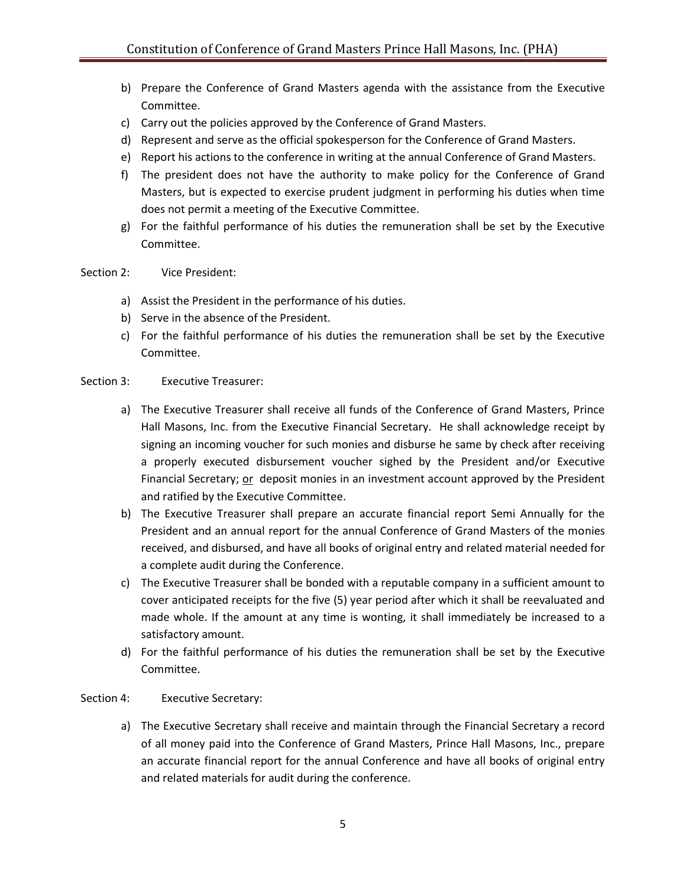b) Prepare the Conference of Grand Masters agenda with the assistance from the Executive Committee.
c) Carry out the policies approved by the Conference of Grand Masters.
d) Represent and serve as the official spokesperson for the Conference of Grand Masters.
e) Report his actions to the conference in writing at the annual Conference of Grand Masters.
f) The president does not have the authority to make policy for the Conference of Grand Masters, but is expected to exercise prudent judgment in performing his duties when time does not permit a meeting of the Executive Committee.
g) For the faithful performance of his duties the remuneration shall be set by the Executive Committee.

Section 2: Vice President:

a) Assist the President in the performance of his duties.
b) Serve in the absence of the President.
c) For the faithful performance of his duties the remuneration shall be set by the Executive Committee.

Section 3: Executive Treasurer:

a) The Executive Treasurer shall receive all funds of the Conference of Grand Masters, Prince Hall Masons, Inc. from the Executive Financial Secretary. He shall acknowledge receipt by signing an incoming voucher for such monies and disburse he same by check after receiving a properly executed disbursement voucher sighed by the President and/or Executive Financial Secretary; <u>or</u> deposit monies in an investment account approved by the President and ratified by the Executive Committee.
b) The Executive Treasurer shall prepare an accurate financial report Semi Annually for the President and an annual report for the annual Conference of Grand Masters of the monies received, and disbursed, and have all books of original entry and related material needed for a complete audit during the Conference.
c) The Executive Treasurer shall be bonded with a reputable company in a sufficient amount to cover anticipated receipts for the five (5) year period after which it shall be reevaluated and made whole. If the amount at any time is wonting, it shall immediately be increased to a satisfactory amount.
d) For the faithful performance of his duties the remuneration shall be set by the Executive Committee.

Section 4: Executive Secretary:

a) The Executive Secretary shall receive and maintain through the Financial Secretary a record of all money paid into the Conference of Grand Masters, Prince Hall Masons, Inc., prepare an accurate financial report for the annual Conference and have all books of original entry and related materials for audit during the conference.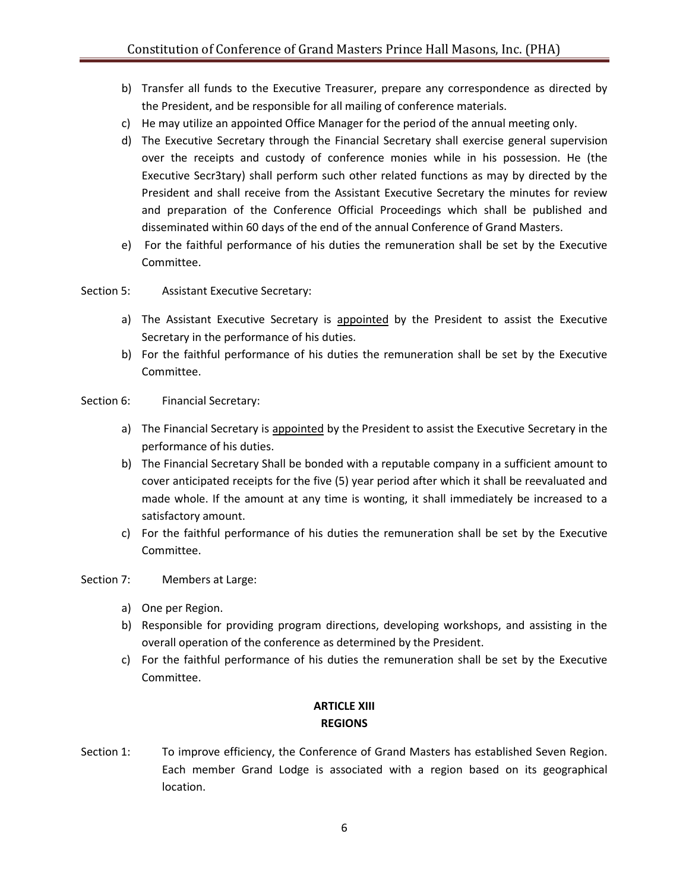b) Transfer all funds to the Executive Treasurer, prepare any correspondence as directed by the President, and be responsible for all mailing of conference materials.
c) He may utilize an appointed Office Manager for the period of the annual meeting only.
d) The Executive Secretary through the Financial Secretary shall exercise general supervision over the receipts and custody of conference monies while in his possession. He (the Executive Secr3tary) shall perform such other related functions as may by directed by the President and shall receive from the Assistant Executive Secretary the minutes for review and preparation of the Conference Official Proceedings which shall be published and disseminated within 60 days of the end of the annual Conference of Grand Masters.
e) For the faithful performance of his duties the remuneration shall be set by the Executive Committee.

Section 5: Assistant Executive Secretary:

a) The Assistant Executive Secretary is <u>appointed</u> by the President to assist the Executive Secretary in the performance of his duties.
b) For the faithful performance of his duties the remuneration shall be set by the Executive Committee.

Section 6: Financial Secretary:

a) The Financial Secretary is <u>appointed</u> by the President to assist the Executive Secretary in the performance of his duties.
b) The Financial Secretary Shall be bonded with a reputable company in a sufficient amount to cover anticipated receipts for the five (5) year period after which it shall be reevaluated and made whole. If the amount at any time is wonting, it shall immediately be increased to a satisfactory amount.
c) For the faithful performance of his duties the remuneration shall be set by the Executive Committee.

Section 7: Members at Large:

a) One per Region.
b) Responsible for providing program directions, developing workshops, and assisting in the overall operation of the conference as determined by the President.
c) For the faithful performance of his duties the remuneration shall be set by the Executive Committee.

## ARTICLE XIII
## REGIONS

Section 1: To improve efficiency, the Conference of Grand Masters has established Seven Region. Each member Grand Lodge is associated with a region based on its geographical location.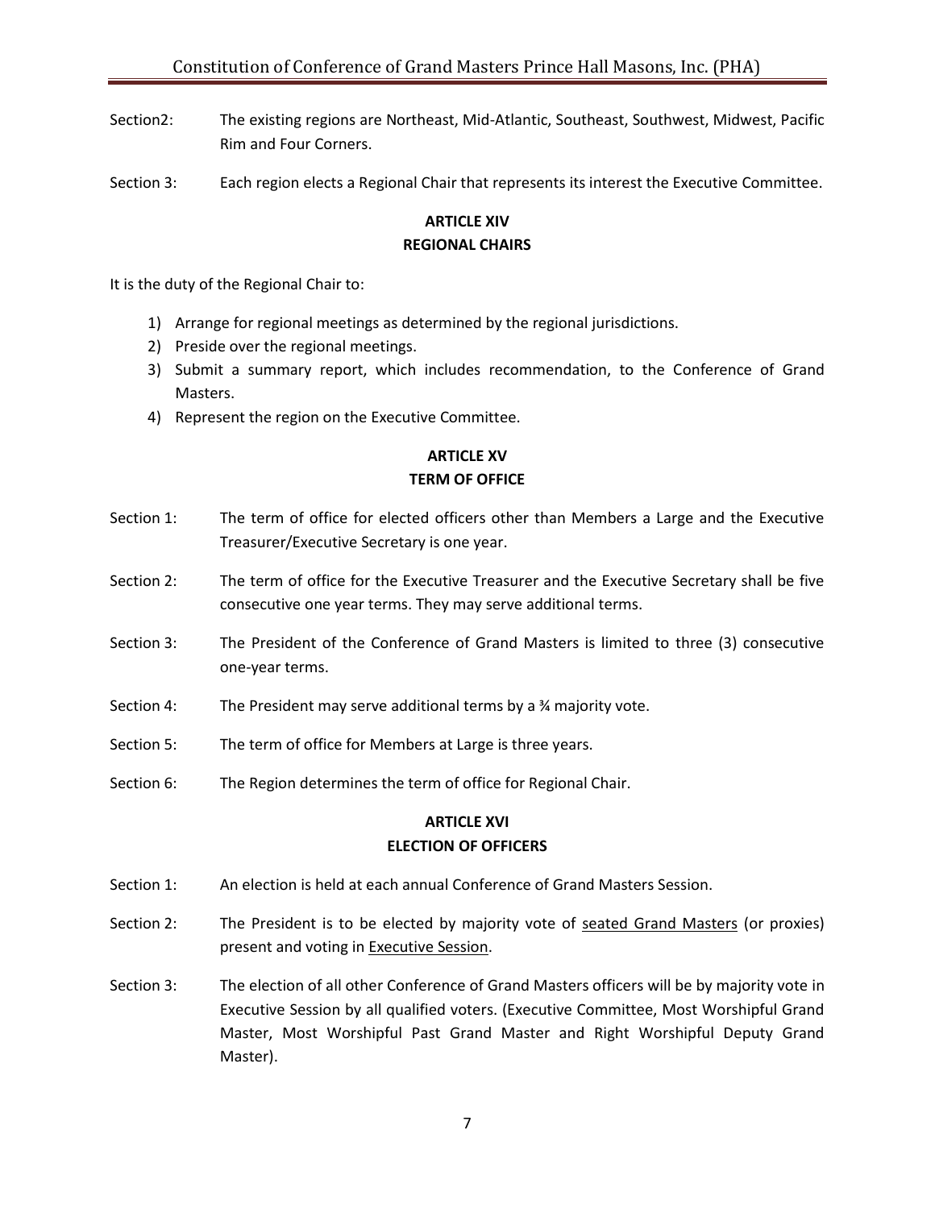Section2: The existing regions are Northeast, Mid-Atlantic, Southeast, Southwest, Midwest, Pacific Rim and Four Corners.

Section 3: Each region elects a Regional Chair that represents its interest the Executive Committee.

## ARTICLE XIV
## REGIONAL CHAIRS

It is the duty of the Regional Chair to:

1) Arrange for regional meetings as determined by the regional jurisdictions.
2) Preside over the regional meetings.
3) Submit a summary report, which includes recommendation, to the Conference of Grand Masters.
4) Represent the region on the Executive Committee.

## ARTICLE XV
## TERM OF OFFICE

Section 1: The term of office for elected officers other than Members a Large and the Executive Treasurer/Executive Secretary is one year.

Section 2: The term of office for the Executive Treasurer and the Executive Secretary shall be five consecutive one year terms. They may serve additional terms.

Section 3: The President of the Conference of Grand Masters is limited to three (3) consecutive one-year terms.

Section 4: The President may serve additional terms by a ¾ majority vote.

Section 5: The term of office for Members at Large is three years.

Section 6: The Region determines the term of office for Regional Chair.

## ARTICLE XVI
## ELECTION OF OFFICERS

Section 1: An election is held at each annual Conference of Grand Masters Session.

Section 2: The President is to be elected by majority vote of <u>seated Grand Masters</u> (or proxies) present and voting in <u>Executive Session</u>.

Section 3: The election of all other Conference of Grand Masters officers will be by majority vote in Executive Session by all qualified voters. (Executive Committee, Most Worshipful Grand Master, Most Worshipful Past Grand Master and Right Worshipful Deputy Grand Master).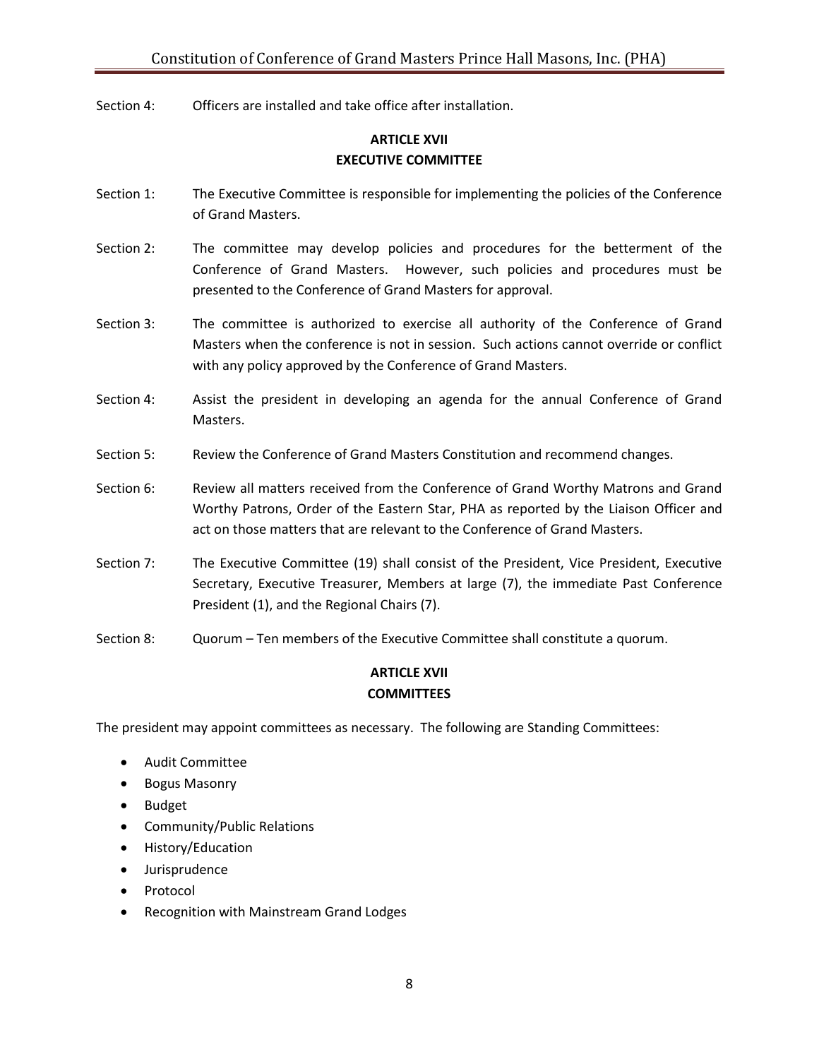Section 4: Officers are installed and take office after installation.

## ARTICLE XVII
## EXECUTIVE COMMITTEE

Section 1: The Executive Committee is responsible for implementing the policies of the Conference of Grand Masters.

Section 2: The committee may develop policies and procedures for the betterment of the Conference of Grand Masters. However, such policies and procedures must be presented to the Conference of Grand Masters for approval.

Section 3: The committee is authorized to exercise all authority of the Conference of Grand Masters when the conference is not in session. Such actions cannot override or conflict with any policy approved by the Conference of Grand Masters.

Section 4: Assist the president in developing an agenda for the annual Conference of Grand Masters.

Section 5: Review the Conference of Grand Masters Constitution and recommend changes.

Section 6: Review all matters received from the Conference of Grand Worthy Matrons and Grand Worthy Patrons, Order of the Eastern Star, PHA as reported by the Liaison Officer and act on those matters that are relevant to the Conference of Grand Masters.

Section 7: The Executive Committee (19) shall consist of the President, Vice President, Executive Secretary, Executive Treasurer, Members at large (7), the immediate Past Conference President (1), and the Regional Chairs (7).

Section 8: Quorum – Ten members of the Executive Committee shall constitute a quorum.

## ARTICLE XVII
## COMMITTEES

The president may appoint committees as necessary. The following are Standing Committees:

- Audit Committee
- Bogus Masonry
- Budget
- Community/Public Relations
- History/Education
- Jurisprudence
- Protocol
- Recognition with Mainstream Grand Lodges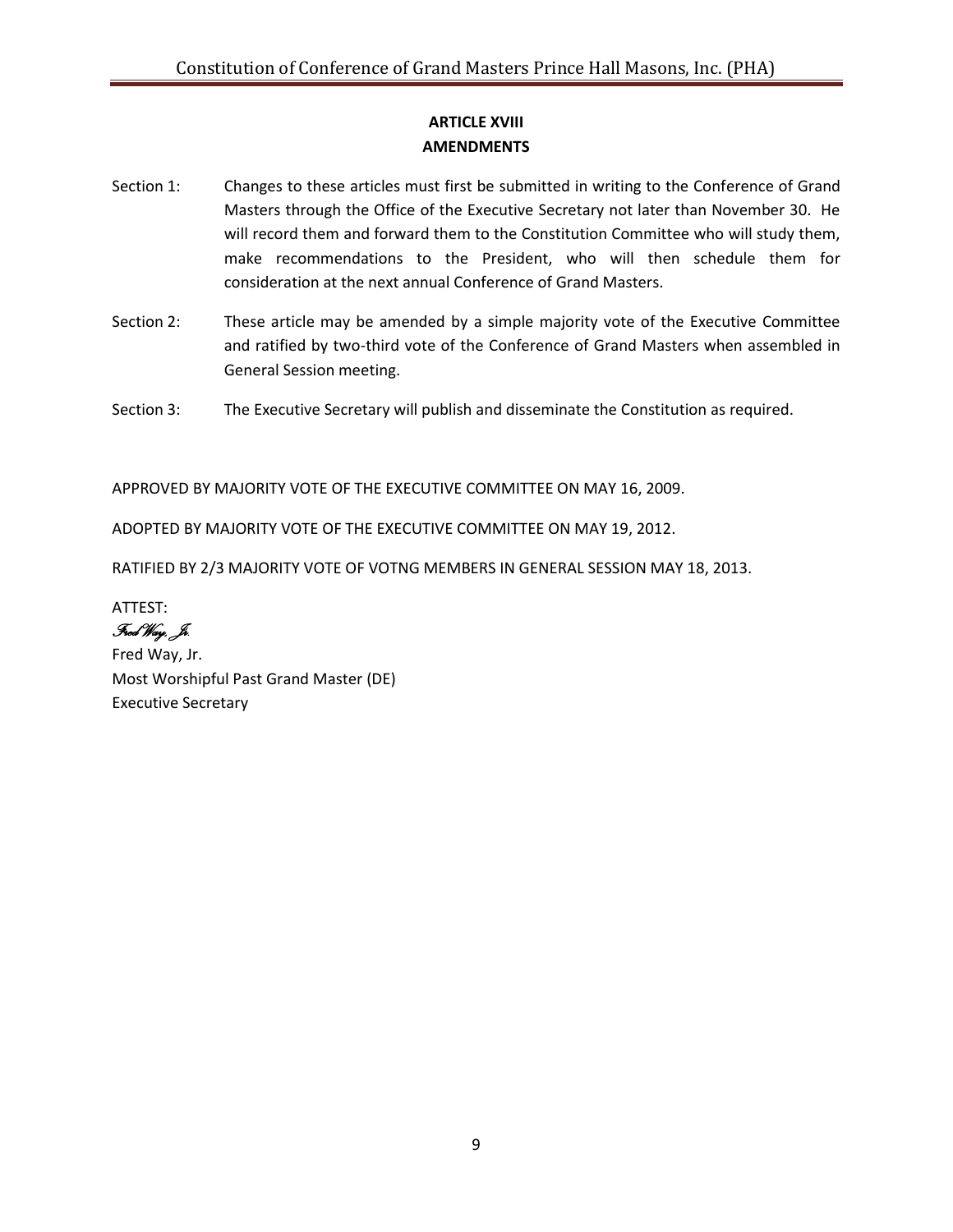**ARTICLE XVIII**
**AMENDMENTS**

Section 1: Changes to these articles must first be submitted in writing to the Conference of Grand Masters through the Office of the Executive Secretary not later than November 30. He will record them and forward them to the Constitution Committee who will study them, make recommendations to the President, who will then schedule them for consideration at the next annual Conference of Grand Masters.

Section 2: These article may be amended by a simple majority vote of the Executive Committee and ratified by two-third vote of the Conference of Grand Masters when assembled in General Session meeting.

Section 3: The Executive Secretary will publish and disseminate the Constitution as required.

APPROVED BY MAJORITY VOTE OF THE EXECUTIVE COMMITTEE ON MAY 16, 2009.

ADOPTED BY MAJORITY VOTE OF THE EXECUTIVE COMMITTEE ON MAY 19, 2012.

RATIFIED BY 2/3 MAJORITY VOTE OF VOTNG MEMBERS IN GENERAL SESSION MAY 18, 2013.

ATTEST:

*Fred Way, Jr.*

Fred Way, Jr.
Most Worshipful Past Grand Master (DE)
Executive Secretary